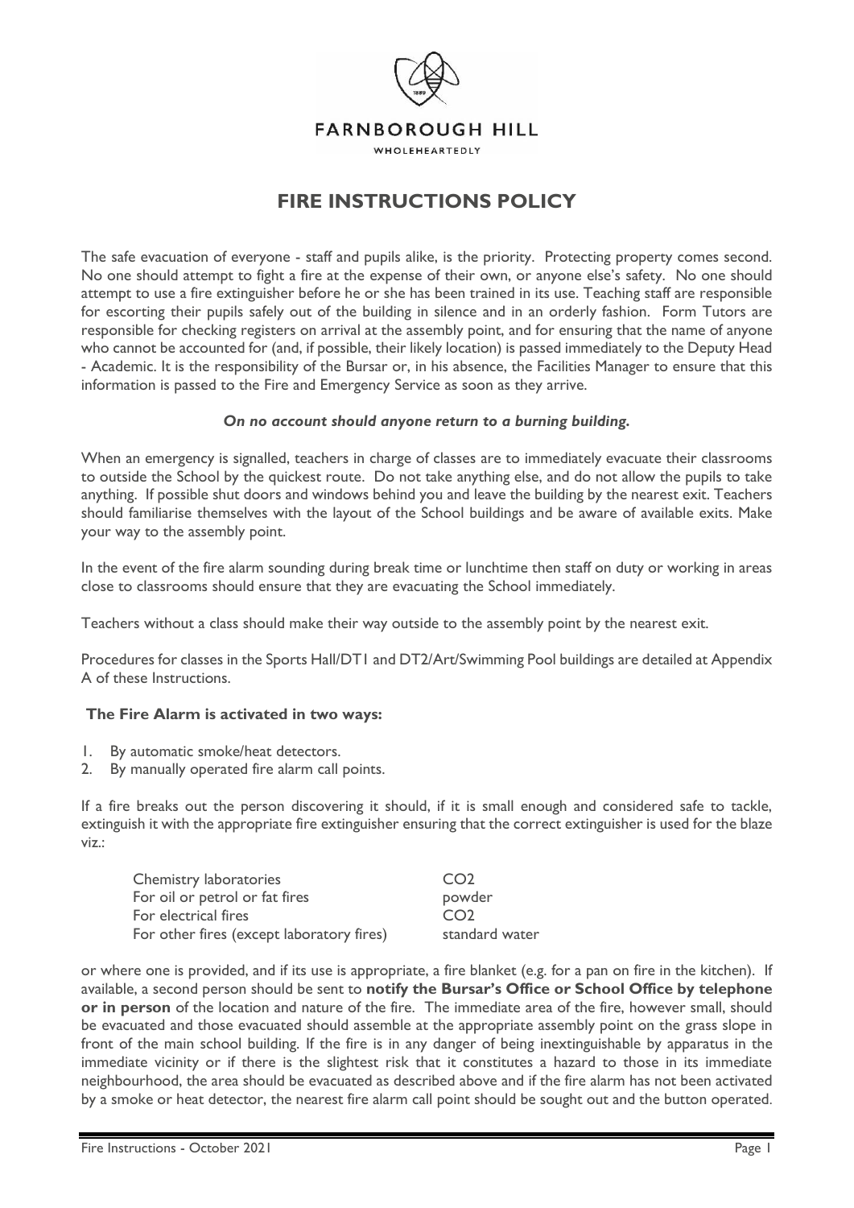FARNBOROUGH HILL

WHOLEHEARTEDLY

# FIRE INSTRUCTIONS POLICY

The safe evacuation of everyone - staff and pupils alike, is the priority. Protecting property comes second. No one should attempt to fight a fire at the expense of their own, or anyone else's safety. No one should attempt to use a fire extinguisher before he or she has been trained in its use. Teaching staff are responsible for escorting their pupils safely out of the building in silence and in an orderly fashion. Form Tutors are responsible for checking registers on arrival at the assembly point, and for ensuring that the name of anyone who cannot be accounted for (and, if possible, their likely location) is passed immediately to the Deputy Head - Academic. It is the responsibility of the Bursar or, in his absence, the Facilities Manager to ensure that this information is passed to the Fire and Emergency Service as soon as they arrive.

***On no account should anyone return to a burning building.***

When an emergency is signalled, teachers in charge of classes are to immediately evacuate their classrooms to outside the School by the quickest route. Do not take anything else, and do not allow the pupils to take anything. If possible shut doors and windows behind you and leave the building by the nearest exit. Teachers should familiarise themselves with the layout of the School buildings and be aware of available exits. Make your way to the assembly point.

In the event of the fire alarm sounding during break time or lunchtime then staff on duty or working in areas close to classrooms should ensure that they are evacuating the School immediately.

Teachers without a class should make their way outside to the assembly point by the nearest exit.

Procedures for classes in the Sports Hall/DT1 and DT2/Art/Swimming Pool buildings are detailed at Appendix A of these Instructions.

**The Fire Alarm is activated in two ways:**

1. By automatic smoke/heat detectors.
2. By manually operated fire alarm call points.

If a fire breaks out the person discovering it should, if it is small enough and considered safe to tackle, extinguish it with the appropriate fire extinguisher ensuring that the correct extinguisher is used for the blaze viz.:

| | |
|---|---|
| Chemistry laboratories | $CO_2$ |
| For oil or petrol or fat fires | powder |
| For electrical fires | $CO_2$ |
| For other fires (except laboratory fires) | standard water |

or where one is provided, and if its use is appropriate, a fire blanket (e.g. for a pan on fire in the kitchen). If available, a second person should be sent to **notify the Bursar's Office or School Office by telephone or in person** of the location and nature of the fire. The immediate area of the fire, however small, should be evacuated and those evacuated should assemble at the appropriate assembly point on the grass slope in front of the main school building. If the fire is in any danger of being inextinguishable by apparatus in the immediate vicinity or if there is the slightest risk that it constitutes a hazard to those in its immediate neighbourhood, the area should be evacuated as described above and if the fire alarm has not been activated by a smoke or heat detector, the nearest fire alarm call point should be sought out and the button operated.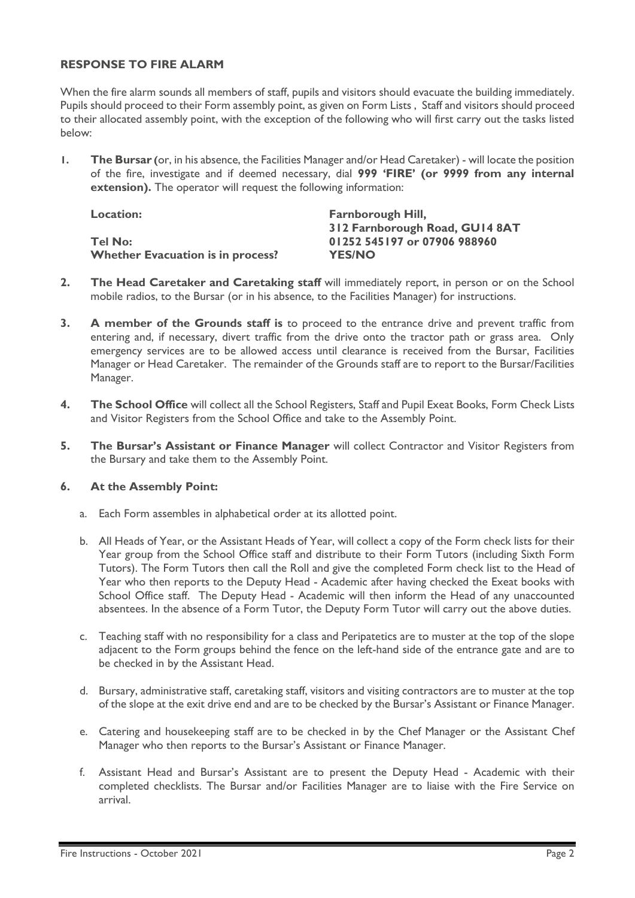## RESPONSE TO FIRE ALARM

When the fire alarm sounds all members of staff, pupils and visitors should evacuate the building immediately. Pupils should proceed to their Form assembly point, as given on Form Lists , Staff and visitors should proceed to their allocated assembly point, with the exception of the following who will first carry out the tasks listed below:

1. **The Bursar (**or, in his absence, the Facilities Manager and/or Head Caretaker) - will locate the position of the fire, investigate and if deemed necessary, dial **999 'FIRE' (or 9999 from any internal extension).** The operator will request the following information:

   | | |
   |---|---|
   | **Location:** | **Farnborough Hill, 312 Farnborough Road, GU14 8AT** |
   | **Tel No:** | **01252 545197 or 07906 988960** |
   | **Whether Evacuation is in process?** | **YES/NO** |

2. **The Head Caretaker and Caretaking staff** will immediately report, in person or on the School mobile radios, to the Bursar (or in his absence, to the Facilities Manager) for instructions.

3. **A member of the Grounds staff is** to proceed to the entrance drive and prevent traffic from entering and, if necessary, divert traffic from the drive onto the tractor path or grass area. Only emergency services are to be allowed access until clearance is received from the Bursar, Facilities Manager or Head Caretaker. The remainder of the Grounds staff are to report to the Bursar/Facilities Manager.

4. **The School Office** will collect all the School Registers, Staff and Pupil Exeat Books, Form Check Lists and Visitor Registers from the School Office and take to the Assembly Point.

5. **The Bursar's Assistant or Finance Manager** will collect Contractor and Visitor Registers from the Bursary and take them to the Assembly Point.

6. **At the Assembly Point:**

   a. Each Form assembles in alphabetical order at its allotted point.

   b. All Heads of Year, or the Assistant Heads of Year, will collect a copy of the Form check lists for their Year group from the School Office staff and distribute to their Form Tutors (including Sixth Form Tutors). The Form Tutors then call the Roll and give the completed Form check list to the Head of Year who then reports to the Deputy Head - Academic after having checked the Exeat books with School Office staff. The Deputy Head - Academic will then inform the Head of any unaccounted absentees. In the absence of a Form Tutor, the Deputy Form Tutor will carry out the above duties.

   c. Teaching staff with no responsibility for a class and Peripatetics are to muster at the top of the slope adjacent to the Form groups behind the fence on the left-hand side of the entrance gate and are to be checked in by the Assistant Head.

   d. Bursary, administrative staff, caretaking staff, visitors and visiting contractors are to muster at the top of the slope at the exit drive end and are to be checked by the Bursar's Assistant or Finance Manager.

   e. Catering and housekeeping staff are to be checked in by the Chef Manager or the Assistant Chef Manager who then reports to the Bursar's Assistant or Finance Manager.

   f. Assistant Head and Bursar's Assistant are to present the Deputy Head - Academic with their completed checklists. The Bursar and/or Facilities Manager are to liaise with the Fire Service on arrival.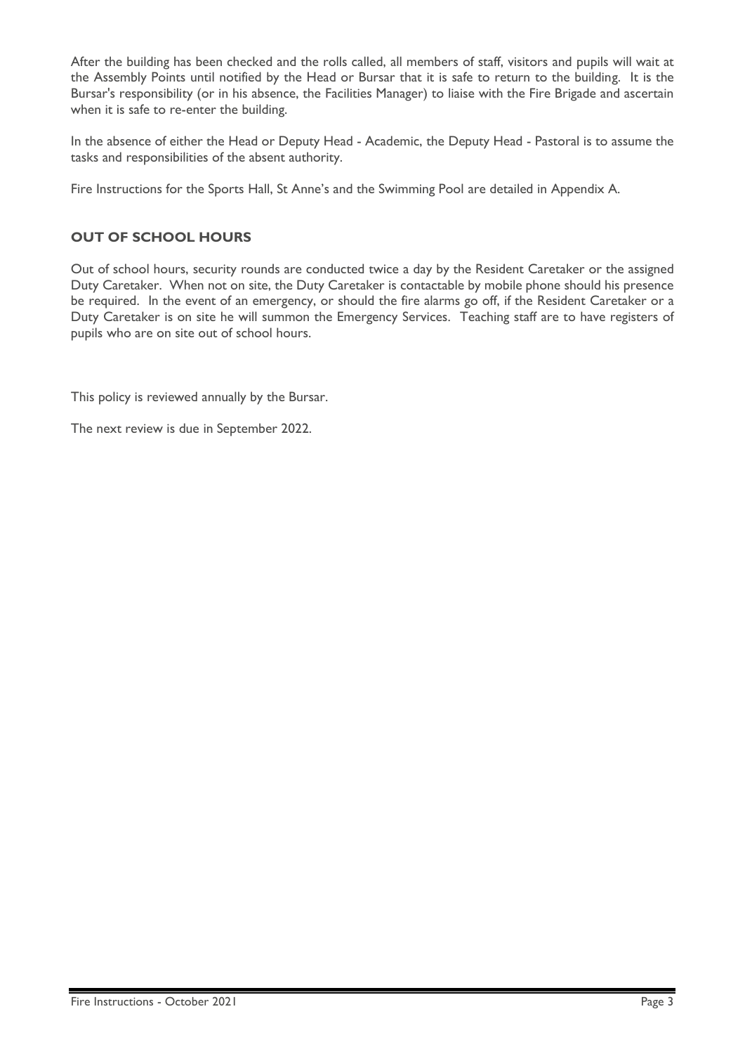After the building has been checked and the rolls called, all members of staff, visitors and pupils will wait at the Assembly Points until notified by the Head or Bursar that it is safe to return to the building. It is the Bursar's responsibility (or in his absence, the Facilities Manager) to liaise with the Fire Brigade and ascertain when it is safe to re-enter the building.

In the absence of either the Head or Deputy Head - Academic, the Deputy Head - Pastoral is to assume the tasks and responsibilities of the absent authority.

Fire Instructions for the Sports Hall, St Anne's and the Swimming Pool are detailed in Appendix A.

## OUT OF SCHOOL HOURS

Out of school hours, security rounds are conducted twice a day by the Resident Caretaker or the assigned Duty Caretaker. When not on site, the Duty Caretaker is contactable by mobile phone should his presence be required. In the event of an emergency, or should the fire alarms go off, if the Resident Caretaker or a Duty Caretaker is on site he will summon the Emergency Services. Teaching staff are to have registers of pupils who are on site out of school hours.

This policy is reviewed annually by the Bursar.

The next review is due in September 2022.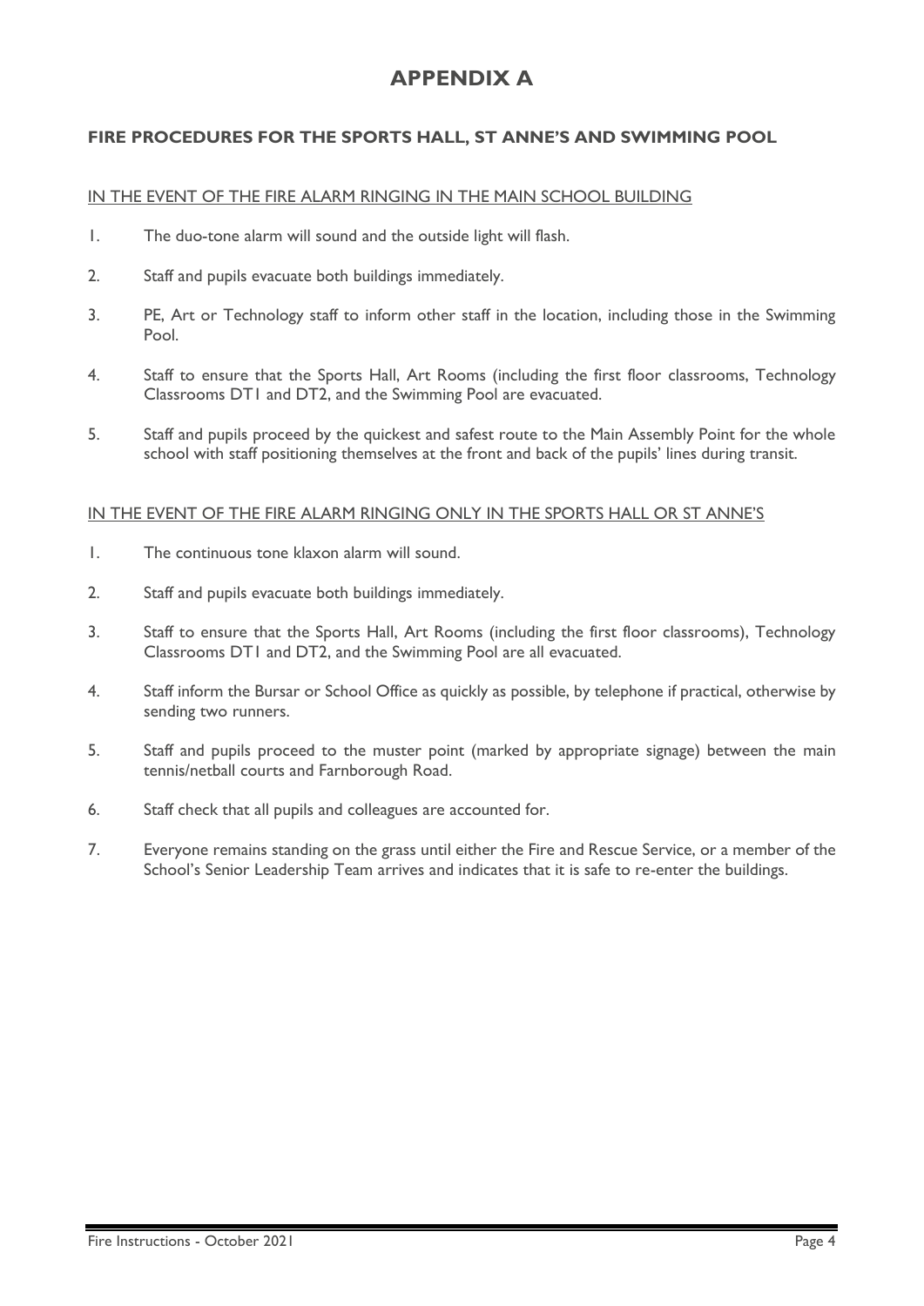# APPENDIX A

## FIRE PROCEDURES FOR THE SPORTS HALL, ST ANNE'S AND SWIMMING POOL

### IN THE EVENT OF THE FIRE ALARM RINGING IN THE MAIN SCHOOL BUILDING

1. The duo-tone alarm will sound and the outside light will flash.
2. Staff and pupils evacuate both buildings immediately.
3. PE, Art or Technology staff to inform other staff in the location, including those in the Swimming Pool.
4. Staff to ensure that the Sports Hall, Art Rooms (including the first floor classrooms, Technology Classrooms DT1 and DT2, and the Swimming Pool are evacuated.
5. Staff and pupils proceed by the quickest and safest route to the Main Assembly Point for the whole school with staff positioning themselves at the front and back of the pupils' lines during transit.

### IN THE EVENT OF THE FIRE ALARM RINGING ONLY IN THE SPORTS HALL OR ST ANNE'S

1. The continuous tone klaxon alarm will sound.
2. Staff and pupils evacuate both buildings immediately.
3. Staff to ensure that the Sports Hall, Art Rooms (including the first floor classrooms), Technology Classrooms DT1 and DT2, and the Swimming Pool are all evacuated.
4. Staff inform the Bursar or School Office as quickly as possible, by telephone if practical, otherwise by sending two runners.
5. Staff and pupils proceed to the muster point (marked by appropriate signage) between the main tennis/netball courts and Farnborough Road.
6. Staff check that all pupils and colleagues are accounted for.
7. Everyone remains standing on the grass until either the Fire and Rescue Service, or a member of the School's Senior Leadership Team arrives and indicates that it is safe to re-enter the buildings.